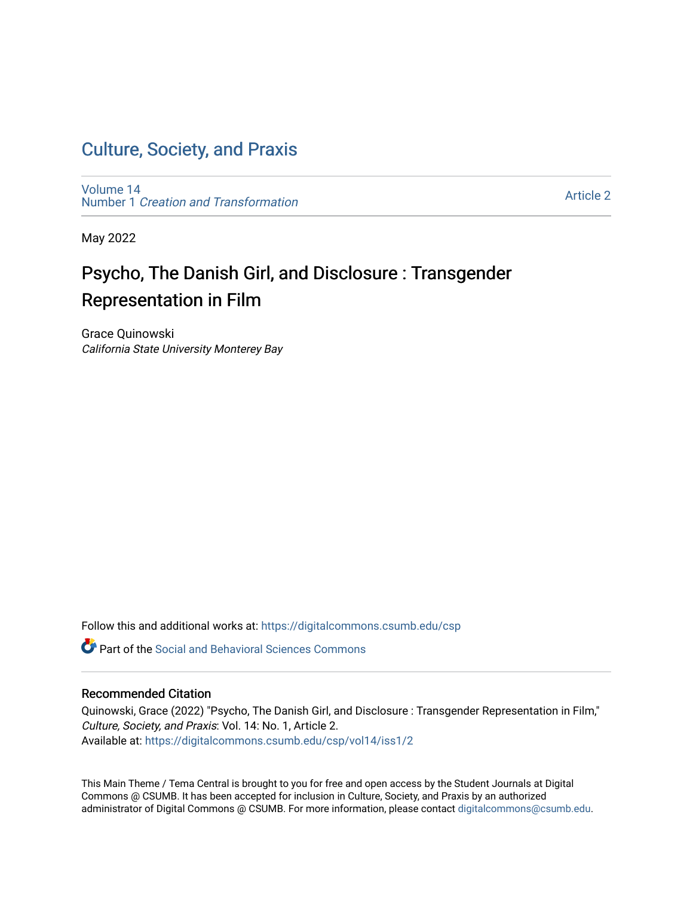# Culture, Society, and Praxis

Volume 14
Number 1 *Creation and Transformation*

Article 2

May 2022

## Psycho, The Danish Girl, and Disclosure : Transgender Representation in Film

Grace Quinowski
*California State University Monterey Bay*

Follow this and additional works at: https://digitalcommons.csumb.edu/csp

Part of the Social and Behavioral Sciences Commons

### Recommended Citation

Quinowski, Grace (2022) "Psycho, The Danish Girl, and Disclosure : Transgender Representation in Film," *Culture, Society, and Praxis*: Vol. 14: No. 1, Article 2.
Available at: https://digitalcommons.csumb.edu/csp/vol14/iss1/2

This Main Theme / Tema Central is brought to you for free and open access by the Student Journals at Digital Commons @ CSUMB. It has been accepted for inclusion in Culture, Society, and Praxis by an authorized administrator of Digital Commons @ CSUMB. For more information, please contact digitalcommons@csumb.edu.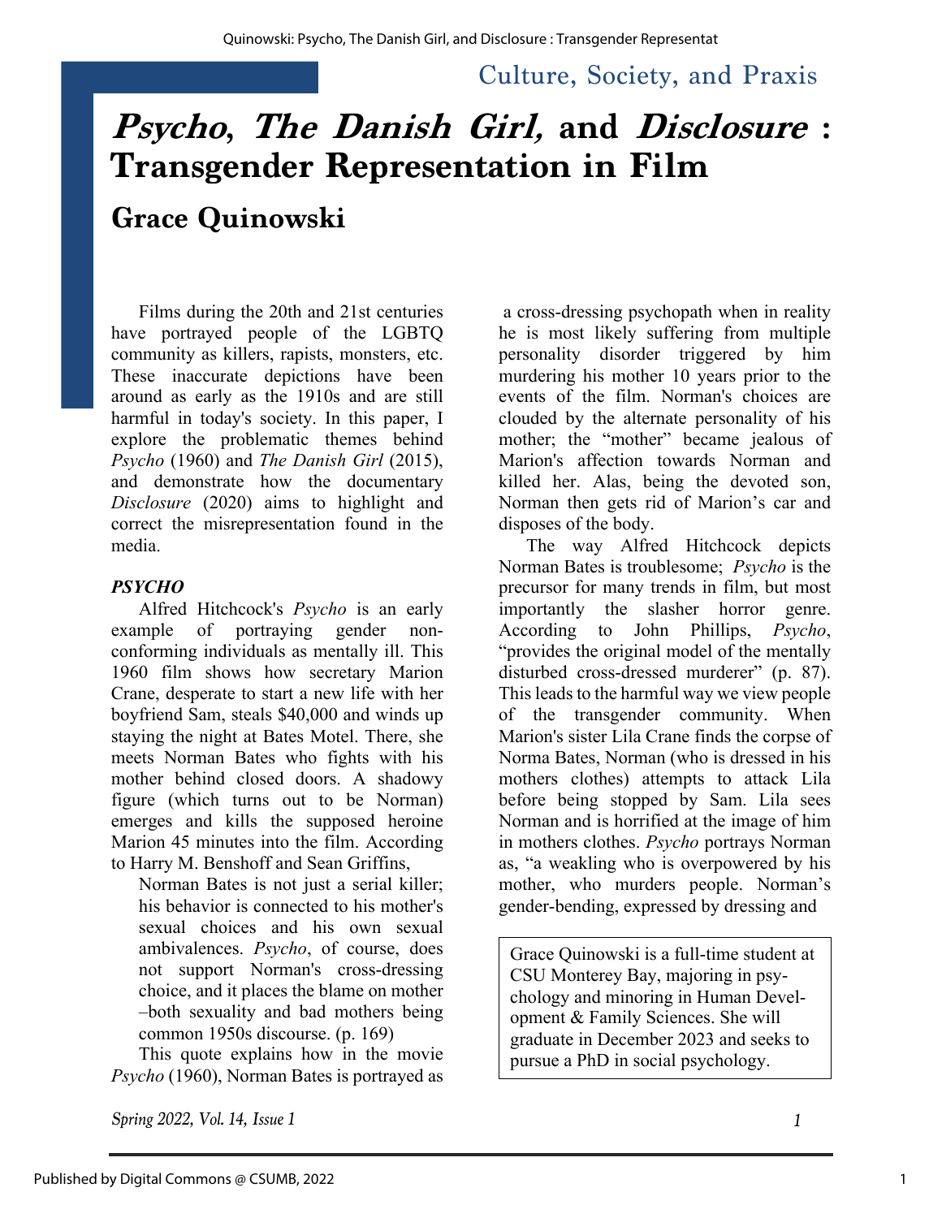Culture, Society, and Praxis

# *Psycho*, *The Danish Girl,* and *Disclosure* : Transgender Representation in Film

## Grace Quinowski

Films during the 20th and 21st centuries have portrayed people of the LGBTQ community as killers, rapists, monsters, etc. These inaccurate depictions have been around as early as the 1910s and are still harmful in today's society. In this paper, I explore the problematic themes behind *Psycho* (1960) and *The Danish Girl* (2015), and demonstrate how the documentary *Disclosure* (2020) aims to highlight and correct the misrepresentation found in the media.

### *PSYCHO*

Alfred Hitchcock's *Psycho* is an early example of portraying gender non-conforming individuals as mentally ill. This 1960 film shows how secretary Marion Crane, desperate to start a new life with her boyfriend Sam, steals $40,000 and winds up staying the night at Bates Motel. There, she meets Norman Bates who fights with his mother behind closed doors. A shadowy figure (which turns out to be Norman) emerges and kills the supposed heroine Marion 45 minutes into the film. According to Harry M. Benshoff and Sean Griffins,

> Norman Bates is not just a serial killer; his behavior is connected to his mother's sexual choices and his own sexual ambivalences. *Psycho*, of course, does not support Norman's cross-dressing choice, and it places the blame on mother –both sexuality and bad mothers being common 1950s discourse. (p. 169)

This quote explains how in the movie *Psycho* (1960), Norman Bates is portrayed as a cross-dressing psychopath when in reality he is most likely suffering from multiple personality disorder triggered by him murdering his mother 10 years prior to the events of the film. Norman's choices are clouded by the alternate personality of his mother; the "mother" became jealous of Marion's affection towards Norman and killed her. Alas, being the devoted son, Norman then gets rid of Marion's car and disposes of the body.

The way Alfred Hitchcock depicts Norman Bates is troublesome; *Psycho* is the precursor for many trends in film, but most importantly the slasher horror genre. According to John Phillips, *Psycho*, "provides the original model of the mentally disturbed cross-dressed murderer" (p. 87). This leads to the harmful way we view people of the transgender community. When Marion's sister Lila Crane finds the corpse of Norma Bates, Norman (who is dressed in his mothers clothes) attempts to attack Lila before being stopped by Sam. Lila sees Norman and is horrified at the image of him in mothers clothes. *Psycho* portrays Norman as, "a weakling who is overpowered by his mother, who murders people. Norman's gender-bending, expressed by dressing and

Grace Quinowski is a full-time student at CSU Monterey Bay, majoring in psychology and minoring in Human Development & Family Sciences. She will graduate in December 2023 and seeks to pursue a PhD in social psychology.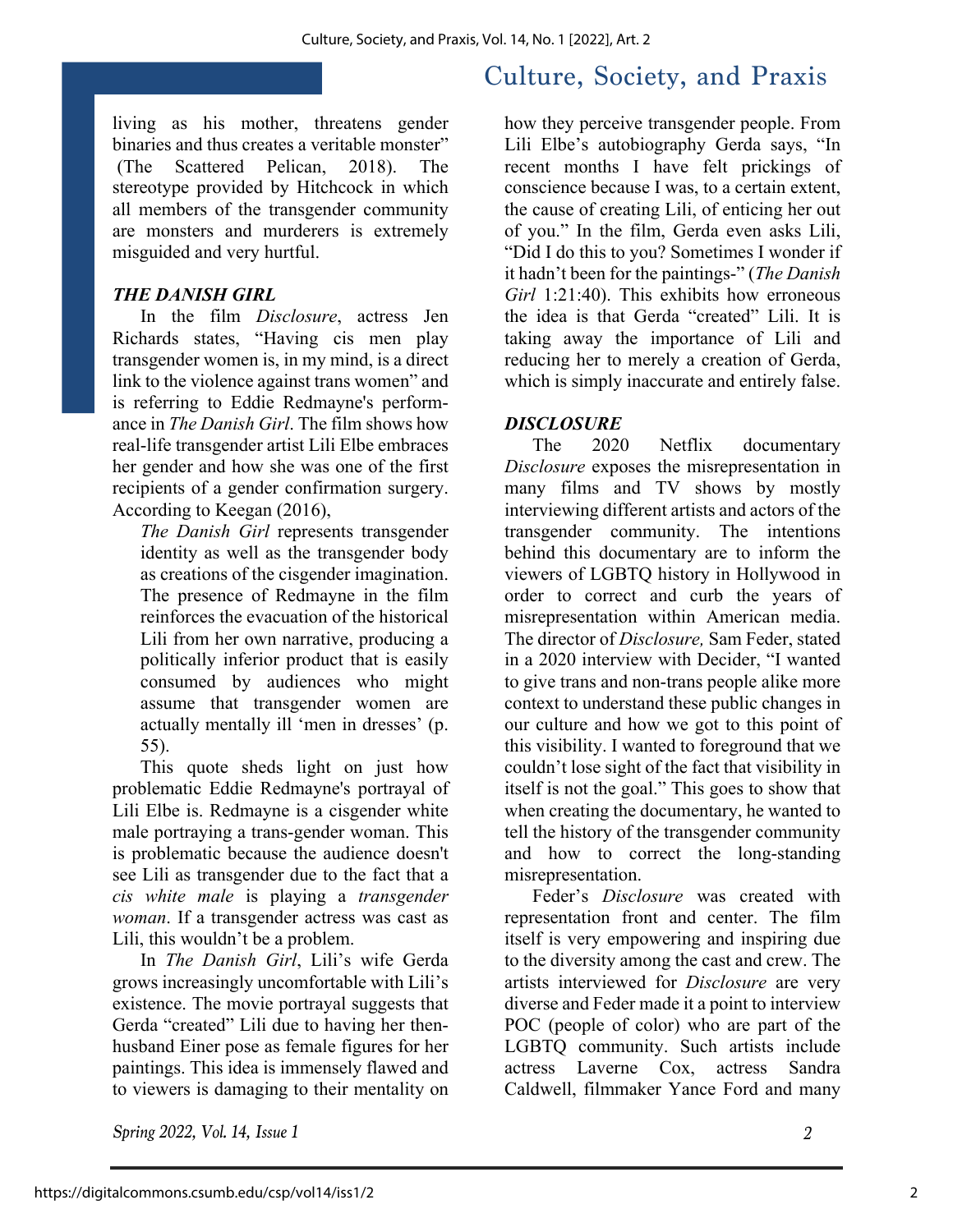living as his mother, threatens gender binaries and thus creates a veritable monster" (The Scattered Pelican, 2018). The stereotype provided by Hitchcock in which all members of the transgender community are monsters and murderers is extremely misguided and very hurtful.

### *THE DANISH GIRL*

In the film *Disclosure*, actress Jen Richards states, "Having cis men play transgender women is, in my mind, is a direct link to the violence against trans women" and is referring to Eddie Redmayne's performance in *The Danish Girl*. The film shows how real-life transgender artist Lili Elbe embraces her gender and how she was one of the first recipients of a gender confirmation surgery. According to Keegan (2016),

> *The Danish Girl* represents transgender identity as well as the transgender body as creations of the cisgender imagination. The presence of Redmayne in the film reinforces the evacuation of the historical Lili from her own narrative, producing a politically inferior product that is easily consumed by audiences who might assume that transgender women are actually mentally ill 'men in dresses' (p. 55).

This quote sheds light on just how problematic Eddie Redmayne's portrayal of Lili Elbe is. Redmayne is a cisgender white male portraying a trans-gender woman. This is problematic because the audience doesn't see Lili as transgender due to the fact that a *cis white male* is playing a *transgender woman*. If a transgender actress was cast as Lili, this wouldn't be a problem.

In *The Danish Girl*, Lili's wife Gerda grows increasingly uncomfortable with Lili's existence. The movie portrayal suggests that Gerda "created" Lili due to having her then-husband Einer pose as female figures for her paintings. This idea is immensely flawed and to viewers is damaging to their mentality on how they perceive transgender people. From Lili Elbe's autobiography Gerda says, "In recent months I have felt prickings of conscience because I was, to a certain extent, the cause of creating Lili, of enticing her out of you." In the film, Gerda even asks Lili, "Did I do this to you? Sometimes I wonder if it hadn't been for the paintings-" (*The Danish Girl* 1:21:40). This exhibits how erroneous the idea is that Gerda "created" Lili. It is taking away the importance of Lili and reducing her to merely a creation of Gerda, which is simply inaccurate and entirely false.

### *DISCLOSURE*

The 2020 Netflix documentary *Disclosure* exposes the misrepresentation in many films and TV shows by mostly interviewing different artists and actors of the transgender community. The intentions behind this documentary are to inform the viewers of LGBTQ history in Hollywood in order to correct and curb the years of misrepresentation within American media. The director of *Disclosure,* Sam Feder, stated in a 2020 interview with Decider, "I wanted to give trans and non-trans people alike more context to understand these public changes in our culture and how we got to this point of this visibility. I wanted to foreground that we couldn't lose sight of the fact that visibility in itself is not the goal." This goes to show that when creating the documentary, he wanted to tell the history of the transgender community and how to correct the long-standing misrepresentation.

Feder's *Disclosure* was created with representation front and center. The film itself is very empowering and inspiring due to the diversity among the cast and crew. The artists interviewed for *Disclosure* are very diverse and Feder made it a point to interview POC (people of color) who are part of the LGBTQ community. Such artists include actress Laverne Cox, actress Sandra Caldwell, filmmaker Yance Ford and many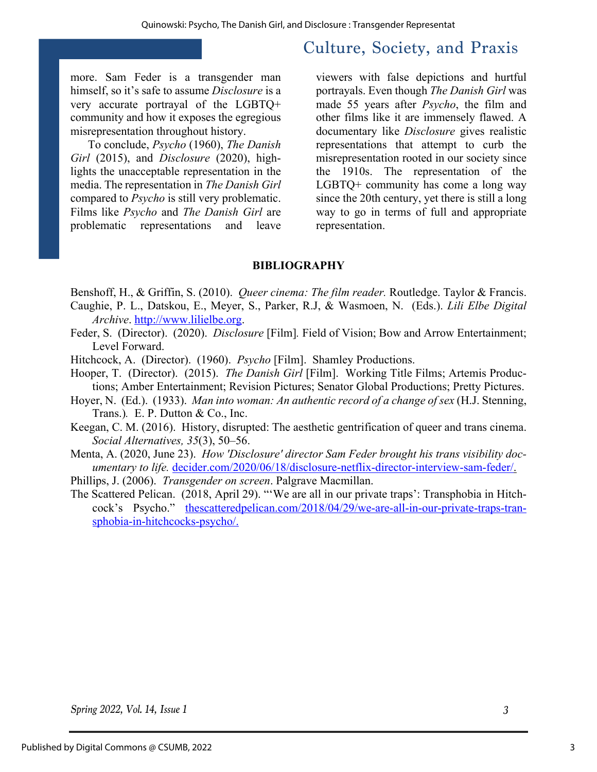more. Sam Feder is a transgender man himself, so it's safe to assume *Disclosure* is a very accurate portrayal of the LGBTQ+ community and how it exposes the egregious misrepresentation throughout history.

To conclude, *Psycho* (1960), *The Danish Girl* (2015), and *Disclosure* (2020), highlights the unacceptable representation in the media. The representation in *The Danish Girl* compared to *Psycho* is still very problematic. Films like *Psycho* and *The Danish Girl* are problematic representations and leave viewers with false depictions and hurtful portrayals. Even though *The Danish Girl* was made 55 years after *Psycho*, the film and other films like it are immensely flawed. A documentary like *Disclosure* gives realistic representations that attempt to curb the misrepresentation rooted in our society since the 1910s. The representation of the LGBTQ+ community has come a long way since the 20th century, yet there is still a long way to go in terms of full and appropriate representation.

## BIBLIOGRAPHY

Benshoff, H., & Griffin, S. (2010). *Queer cinema: The film reader.* Routledge. Taylor & Francis.

Caughie, P. L., Datskou, E., Meyer, S., Parker, R.J, & Wasmoen, N. (Eds.). *Lili Elbe Digital Archive*. http://www.lilielbe.org.

Feder, S. (Director). (2020). *Disclosure* [Film]. Field of Vision; Bow and Arrow Entertainment; Level Forward.

Hitchcock, A. (Director). (1960). *Psycho* [Film]. Shamley Productions.

Hooper, T. (Director). (2015). *The Danish Girl* [Film]. Working Title Films; Artemis Productions; Amber Entertainment; Revision Pictures; Senator Global Productions; Pretty Pictures.

Hoyer, N. (Ed.). (1933). *Man into woman: An authentic record of a change of sex* (H.J. Stenning, Trans.)*.* E. P. Dutton & Co., Inc.

Keegan, C. M. (2016). History, disrupted: The aesthetic gentrification of queer and trans cinema. *Social Alternatives, 35*(3), 50–56.

Menta, A. (2020, June 23). *How 'Disclosure' director Sam Feder brought his trans visibility documentary to life.* decider.com/2020/06/18/disclosure-netflix-director-interview-sam-feder/.

Phillips, J. (2006). *Transgender on screen*. Palgrave Macmillan.

The Scattered Pelican. (2018, April 29). "'We are all in our private traps': Transphobia in Hitchcock's Psycho." thescatteredpelican.com/2018/04/29/we-are-all-in-our-private-traps-transphobia-in-hitchcocks-psycho/.